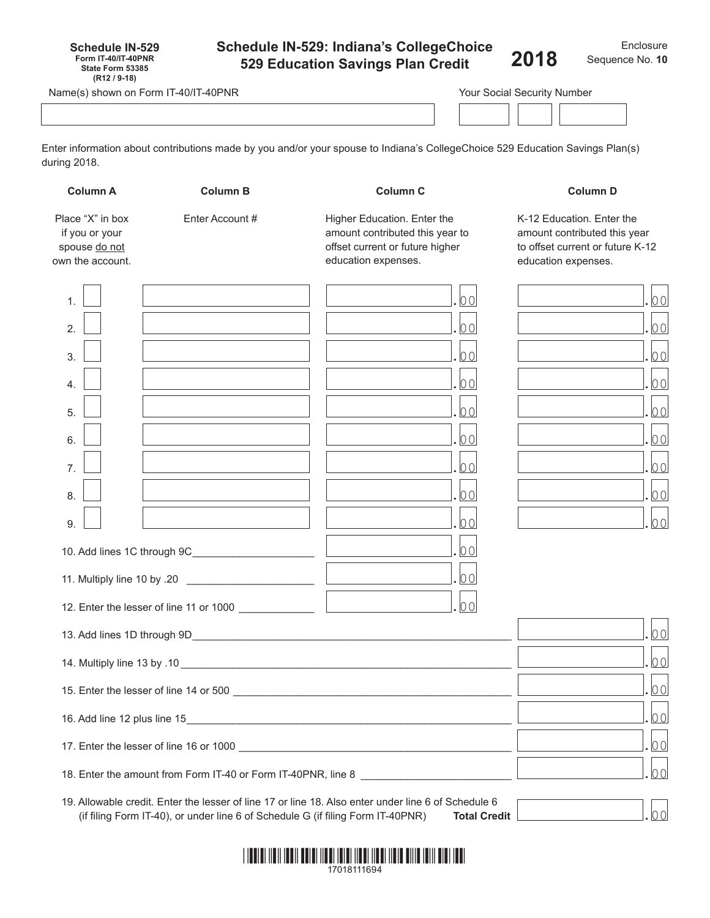**Schedule IN-529**
**Form IT-40/IT-40PNR**
**State Form 53385**
**(R12 / 9-18)**

# Schedule IN-529: Indiana's CollegeChoice 529 Education Savings Plan Credit

**2018**

Enclosure Sequence No. **10**

Name(s) shown on Form IT-40/IT-40PNR

Your Social Security Number

Enter information about contributions made by you and/or your spouse to Indiana's CollegeChoice 529 Education Savings Plan(s) during 2018.

| | Column A | Column B | Column C | Column D |
|---|---|---|---|---|
| | Place "X" in box if you or your spouse do not own the account. | Enter Account # | Higher Education. Enter the amount contributed this year to offset current or future higher education expenses. | K-12 Education. Enter the amount contributed this year to offset current or future K-12 education expenses. |
| 1. | | | .00 | .00 |
| 2. | | | .00 | .00 |
| 3. | | | .00 | .00 |
| 4. | | | .00 | .00 |
| 5. | | | .00 | .00 |
| 6. | | | .00 | .00 |
| 7. | | | .00 | .00 |
| 8. | | | .00 | .00 |
| 9. | | | .00 | .00 |

10. Add lines 1C through 9C ______ .00

11. Multiply line 10 by .20 ______ .00

12. Enter the lesser of line 11 or 1000 ______ .00

13. Add lines 1D through 9D ______ .00

14. Multiply line 13 by .10 ______ .00

15. Enter the lesser of line 14 or 500 ______ .00

16. Add line 12 plus line 15 ______ .00

17. Enter the lesser of line 16 or 1000 ______ .00

18. Enter the amount from Form IT-40 or Form IT-40PNR, line 8 ______ .00

19. Allowable credit. Enter the lesser of line 17 or line 18. Also enter under line 6 of Schedule 6 (if filing Form IT-40), or under line 6 of Schedule G (if filing Form IT-40PNR) **Total Credit** ______ .00

17018111694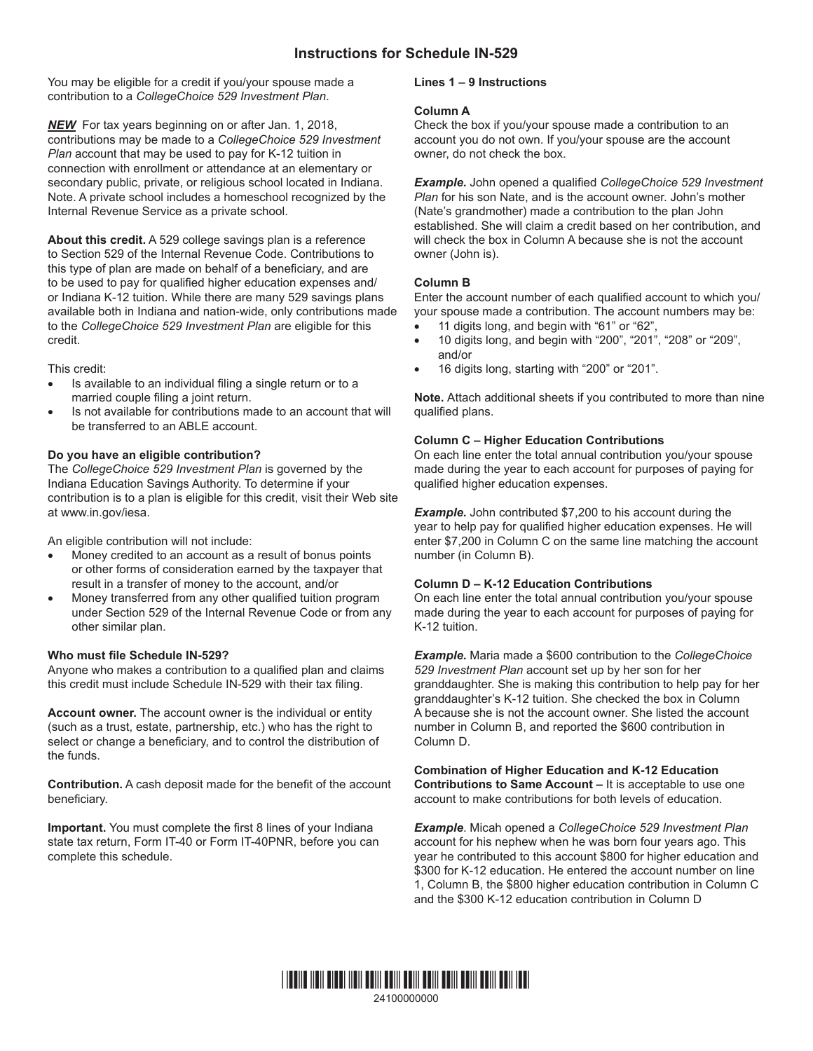# Instructions for Schedule IN-529

You may be eligible for a credit if you/your spouse made a contribution to a *CollegeChoice 529 Investment Plan*.

***NEW*** For tax years beginning on or after Jan. 1, 2018, contributions may be made to a *CollegeChoice 529 Investment Plan* account that may be used to pay for K-12 tuition in connection with enrollment or attendance at an elementary or secondary public, private, or religious school located in Indiana. Note. A private school includes a homeschool recognized by the Internal Revenue Service as a private school.

**About this credit.** A 529 college savings plan is a reference to Section 529 of the Internal Revenue Code. Contributions to this type of plan are made on behalf of a beneficiary, and are to be used to pay for qualified higher education expenses and/or Indiana K-12 tuition. While there are many 529 savings plans available both in Indiana and nation-wide, only contributions made to the *CollegeChoice 529 Investment Plan* are eligible for this credit.

This credit:

- Is available to an individual filing a single return or to a married couple filing a joint return.
- Is not available for contributions made to an account that will be transferred to an ABLE account.

**Do you have an eligible contribution?**
The *CollegeChoice 529 Investment Plan* is governed by the Indiana Education Savings Authority. To determine if your contribution is to a plan is eligible for this credit, visit their Web site at www.in.gov/iesa.

An eligible contribution will not include:

- Money credited to an account as a result of bonus points or other forms of consideration earned by the taxpayer that result in a transfer of money to the account, and/or
- Money transferred from any other qualified tuition program under Section 529 of the Internal Revenue Code or from any other similar plan.

**Who must file Schedule IN-529?**
Anyone who makes a contribution to a qualified plan and claims this credit must include Schedule IN-529 with their tax filing.

**Account owner.** The account owner is the individual or entity (such as a trust, estate, partnership, etc.) who has the right to select or change a beneficiary, and to control the distribution of the funds.

**Contribution.** A cash deposit made for the benefit of the account beneficiary.

**Important.** You must complete the first 8 lines of your Indiana state tax return, Form IT-40 or Form IT-40PNR, before you can complete this schedule.

**Lines 1 – 9 Instructions**

**Column A**
Check the box if you/your spouse made a contribution to an account you do not own. If you/your spouse are the account owner, do not check the box.

***Example.*** John opened a qualified *CollegeChoice 529 Investment Plan* for his son Nate, and is the account owner. John's mother (Nate's grandmother) made a contribution to the plan John established. She will claim a credit based on her contribution, and will check the box in Column A because she is not the account owner (John is).

**Column B**
Enter the account number of each qualified account to which you/your spouse made a contribution. The account numbers may be:

- 11 digits long, and begin with "61" or "62",
- 10 digits long, and begin with "200", "201", "208" or "209", and/or
- 16 digits long, starting with "200" or "201".

**Note.** Attach additional sheets if you contributed to more than nine qualified plans.

**Column C – Higher Education Contributions**
On each line enter the total annual contribution you/your spouse made during the year to each account for purposes of paying for qualified higher education expenses.

***Example.*** John contributed $7,200 to his account during the year to help pay for qualified higher education expenses. He will enter $7,200 in Column C on the same line matching the account number (in Column B).

**Column D – K-12 Education Contributions**
On each line enter the total annual contribution you/your spouse made during the year to each account for purposes of paying for K-12 tuition.

***Example.*** Maria made a $600 contribution to the *CollegeChoice 529 Investment Plan* account set up by her son for her granddaughter. She is making this contribution to help pay for her granddaughter's K-12 tuition. She checked the box in Column A because she is not the account owner. She listed the account number in Column B, and reported the $600 contribution in Column D.

**Combination of Higher Education and K-12 Education Contributions to Same Account –** It is acceptable to use one account to make contributions for both levels of education.

***Example***. Micah opened a *CollegeChoice 529 Investment Plan* account for his nephew when he was born four years ago. This year he contributed to this account $800 for higher education and $300 for K-12 education. He entered the account number on line 1, Column B, the $800 higher education contribution in Column C and the $300 K-12 education contribution in Column D

24100000000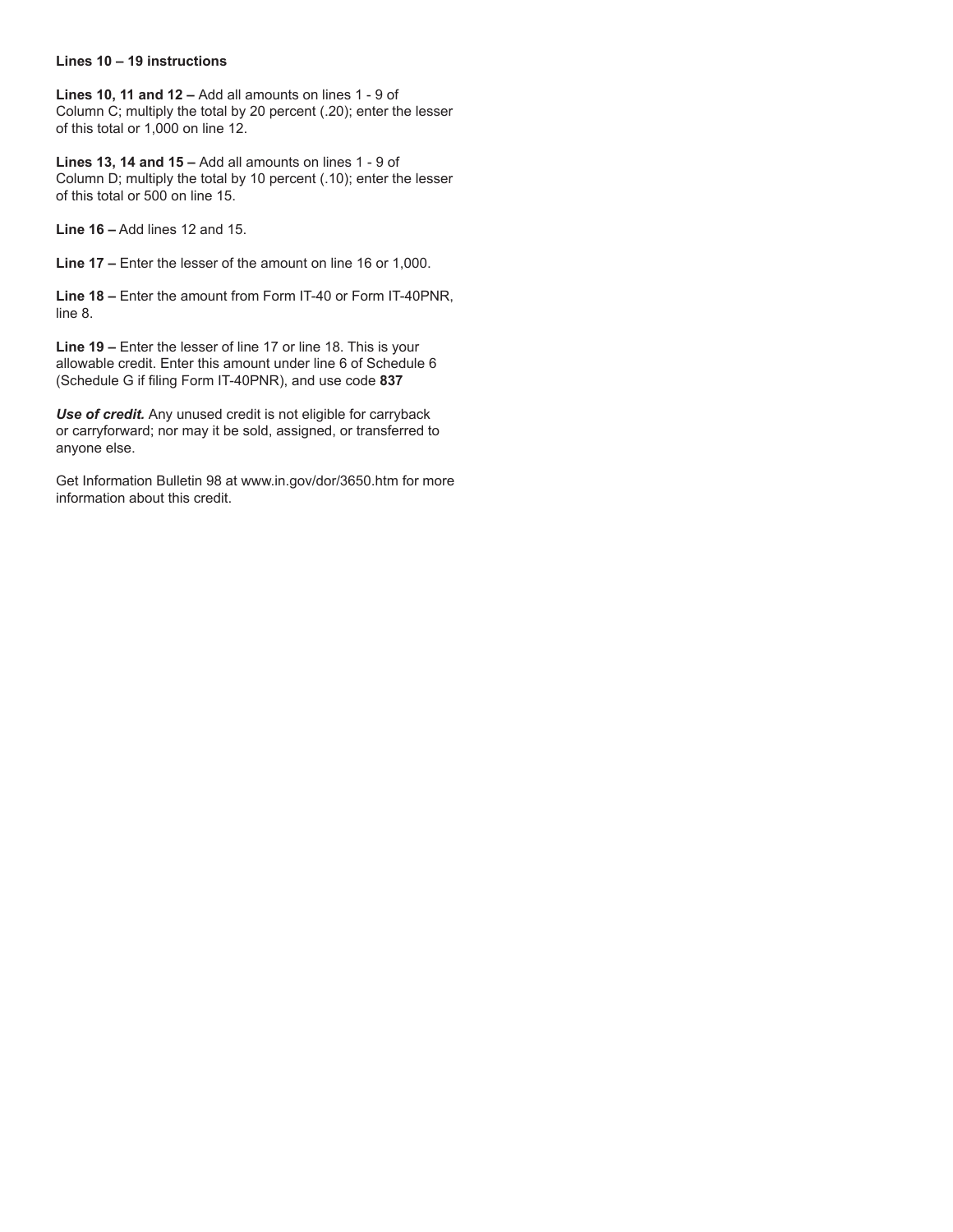**Lines 10 – 19 instructions**

**Lines 10, 11 and 12 –** Add all amounts on lines 1 - 9 of Column C; multiply the total by 20 percent (.20); enter the lesser of this total or 1,000 on line 12.

**Lines 13, 14 and 15 –** Add all amounts on lines 1 - 9 of Column D; multiply the total by 10 percent (.10); enter the lesser of this total or 500 on line 15.

**Line 16 –** Add lines 12 and 15.

**Line 17 –** Enter the lesser of the amount on line 16 or 1,000.

**Line 18 –** Enter the amount from Form IT-40 or Form IT-40PNR, line 8.

**Line 19 –** Enter the lesser of line 17 or line 18. This is your allowable credit. Enter this amount under line 6 of Schedule 6 (Schedule G if filing Form IT-40PNR), and use code **837**

***Use of credit.*** Any unused credit is not eligible for carryback or carryforward; nor may it be sold, assigned, or transferred to anyone else.

Get Information Bulletin 98 at www.in.gov/dor/3650.htm for more information about this credit.